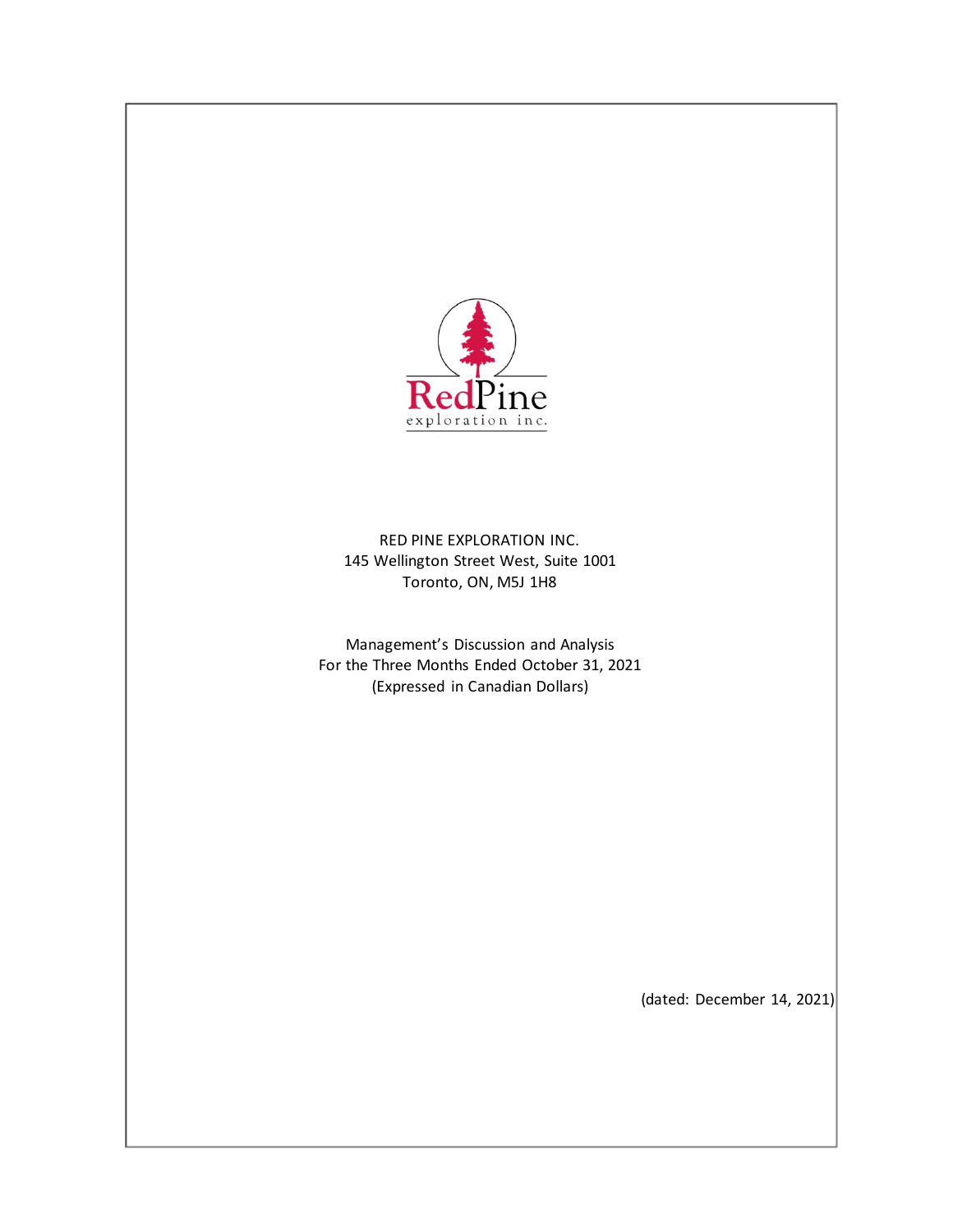RED PINE EXPLORATION INC.
145 Wellington Street West, Suite 1001
Toronto, ON, M5J 1H8

Management's Discussion and Analysis
For the Three Months Ended October 31, 2021
(Expressed in Canadian Dollars)

(dated: December 14, 2021)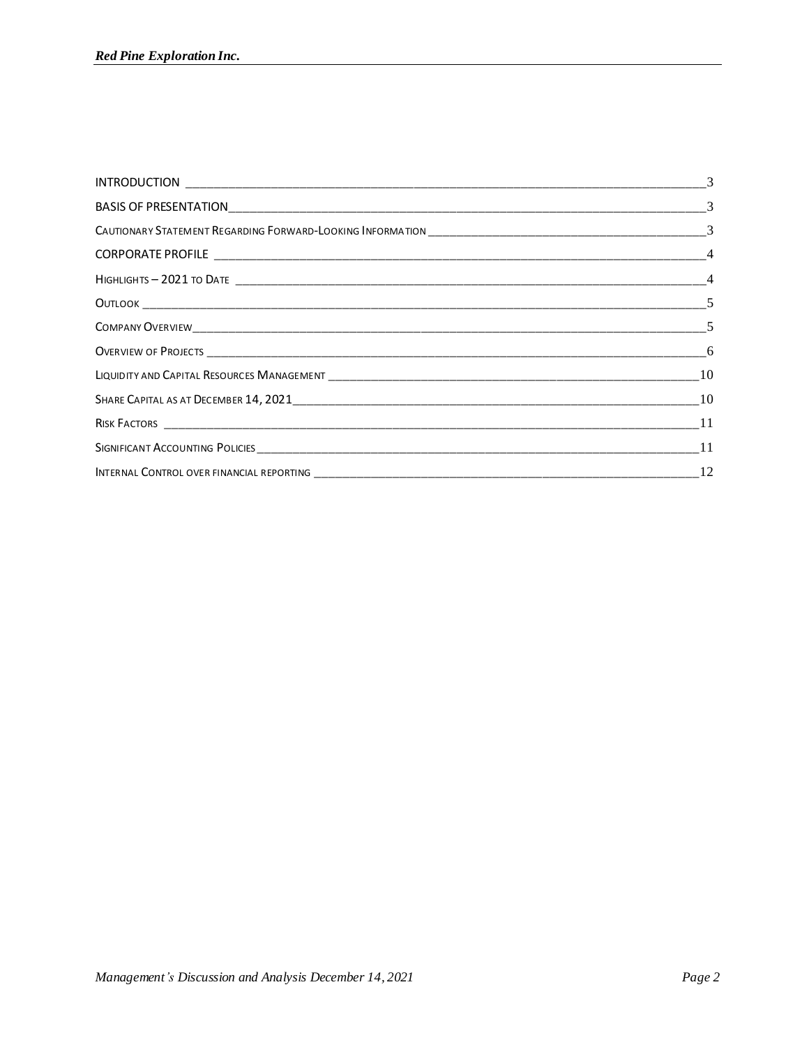| | |
|---|---|
| INTRODUCTION | 3 |
| BASIS OF PRESENTATION | 3 |
| CAUTIONARY STATEMENT REGARDING FORWARD-LOOKING INFORMATION | 3 |
| CORPORATE PROFILE | 4 |
| HIGHLIGHTS – 2021 TO DATE | 4 |
| OUTLOOK | 5 |
| COMPANY OVERVIEW | 5 |
| OVERVIEW OF PROJECTS | 6 |
| LIQUIDITY AND CAPITAL RESOURCES MANAGEMENT | 10 |
| SHARE CAPITAL AS AT DECEMBER 14, 2021 | 10 |
| RISK FACTORS | 11 |
| SIGNIFICANT ACCOUNTING POLICIES | 11 |
| INTERNAL CONTROL OVER FINANCIAL REPORTING | 12 |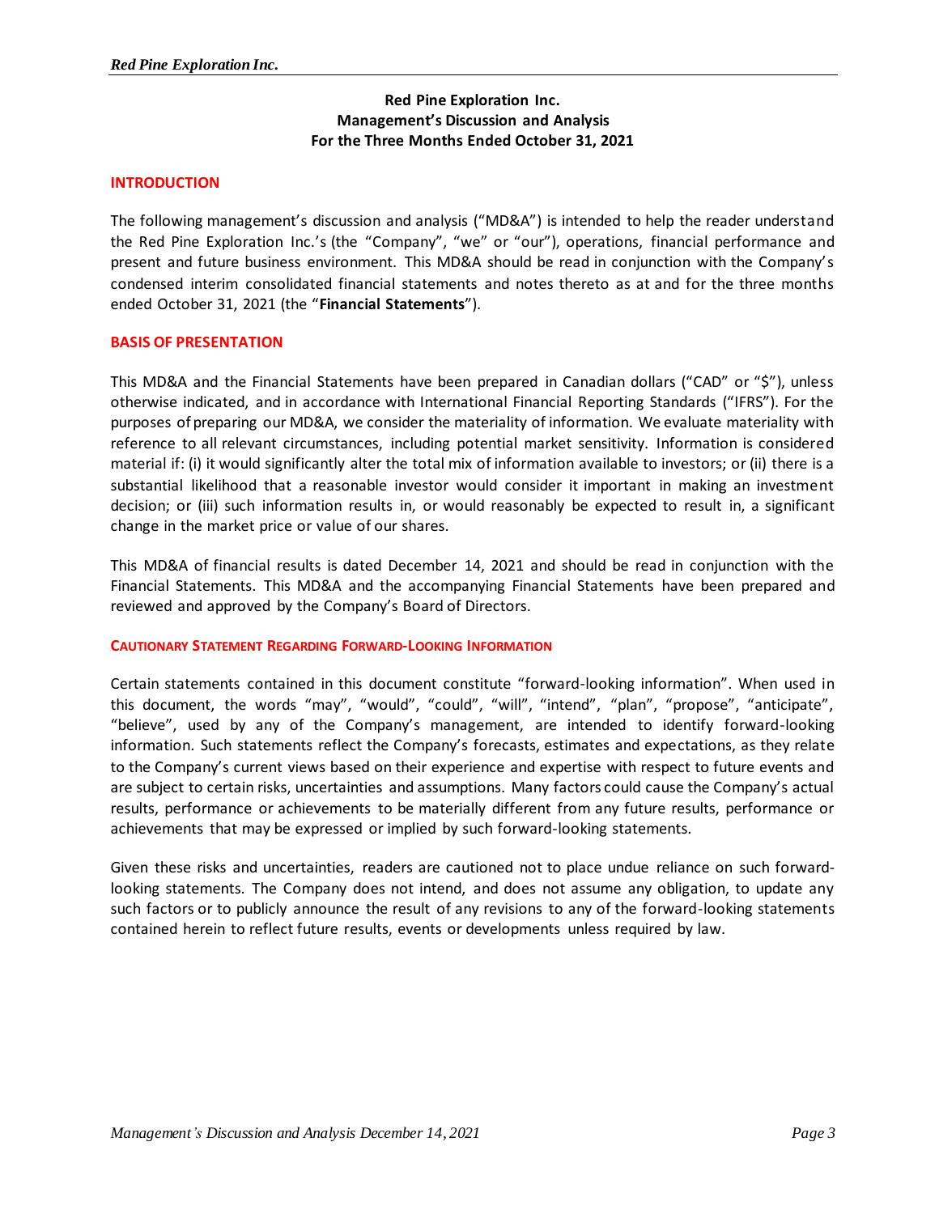# Red Pine Exploration Inc.
# Management's Discussion and Analysis
# For the Three Months Ended October 31, 2021

## INTRODUCTION

The following management's discussion and analysis ("MD&A") is intended to help the reader understand the Red Pine Exploration Inc.'s (the "Company", "we" or "our"), operations, financial performance and present and future business environment. This MD&A should be read in conjunction with the Company's condensed interim consolidated financial statements and notes thereto as at and for the three months ended October 31, 2021 (the "**Financial Statements**").

## BASIS OF PRESENTATION

This MD&A and the Financial Statements have been prepared in Canadian dollars ("CAD" or "$"), unless otherwise indicated, and in accordance with International Financial Reporting Standards ("IFRS"). For the purposes of preparing our MD&A, we consider the materiality of information. We evaluate materiality with reference to all relevant circumstances, including potential market sensitivity. Information is considered material if: (i) it would significantly alter the total mix of information available to investors; or (ii) there is a substantial likelihood that a reasonable investor would consider it important in making an investment decision; or (iii) such information results in, or would reasonably be expected to result in, a significant change in the market price or value of our shares.

This MD&A of financial results is dated December 14, 2021 and should be read in conjunction with the Financial Statements. This MD&A and the accompanying Financial Statements have been prepared and reviewed and approved by the Company's Board of Directors.

### CAUTIONARY STATEMENT REGARDING FORWARD-LOOKING INFORMATION

Certain statements contained in this document constitute "forward-looking information". When used in this document, the words "may", "would", "could", "will", "intend", "plan", "propose", "anticipate", "believe", used by any of the Company's management, are intended to identify forward-looking information. Such statements reflect the Company's forecasts, estimates and expectations, as they relate to the Company's current views based on their experience and expertise with respect to future events and are subject to certain risks, uncertainties and assumptions. Many factors could cause the Company's actual results, performance or achievements to be materially different from any future results, performance or achievements that may be expressed or implied by such forward-looking statements.

Given these risks and uncertainties, readers are cautioned not to place undue reliance on such forward-looking statements. The Company does not intend, and does not assume any obligation, to update any such factors or to publicly announce the result of any revisions to any of the forward-looking statements contained herein to reflect future results, events or developments unless required by law.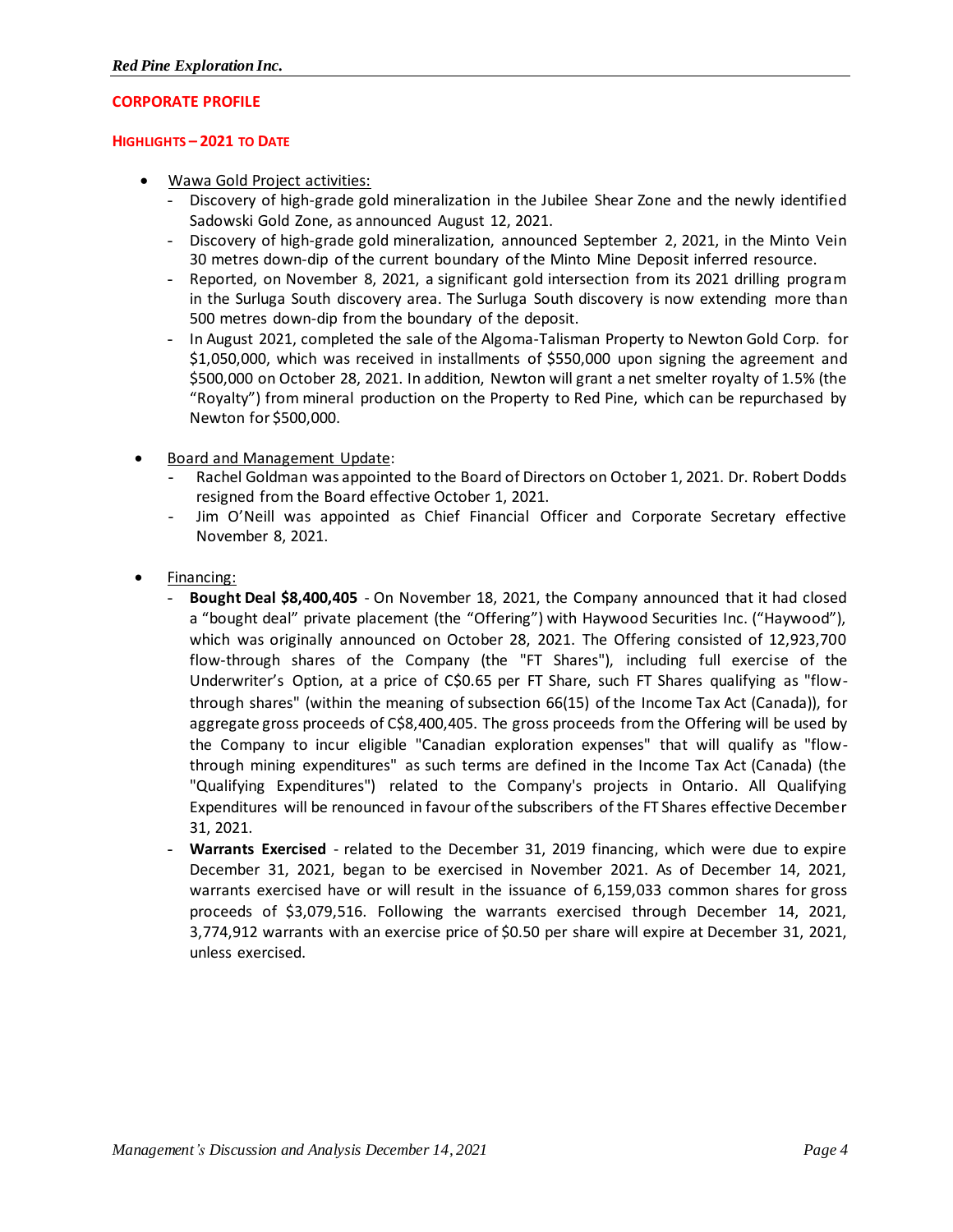## CORPORATE PROFILE

### HIGHLIGHTS – 2021 TO DATE

- Wawa Gold Project activities:
  - Discovery of high-grade gold mineralization in the Jubilee Shear Zone and the newly identified Sadowski Gold Zone, as announced August 12, 2021.
  - Discovery of high-grade gold mineralization, announced September 2, 2021, in the Minto Vein 30 metres down-dip of the current boundary of the Minto Mine Deposit inferred resource.
  - Reported, on November 8, 2021, a significant gold intersection from its 2021 drilling program in the Surluga South discovery area. The Surluga South discovery is now extending more than 500 metres down-dip from the boundary of the deposit.
  - In August 2021, completed the sale of the Algoma-Talisman Property to Newton Gold Corp. for $1,050,000, which was received in installments of $550,000 upon signing the agreement and $500,000 on October 28, 2021. In addition, Newton will grant a net smelter royalty of 1.5% (the "Royalty") from mineral production on the Property to Red Pine, which can be repurchased by Newton for $500,000.

- Board and Management Update:
  - Rachel Goldman was appointed to the Board of Directors on October 1, 2021. Dr. Robert Dodds resigned from the Board effective October 1, 2021.
  - Jim O'Neill was appointed as Chief Financial Officer and Corporate Secretary effective November 8, 2021.

- Financing:
  - **Bought Deal $8,400,405** - On November 18, 2021, the Company announced that it had closed a "bought deal" private placement (the "Offering") with Haywood Securities Inc. ("Haywood"), which was originally announced on October 28, 2021. The Offering consisted of 12,923,700 flow-through shares of the Company (the "FT Shares"), including full exercise of the Underwriter's Option, at a price of C$0.65 per FT Share, such FT Shares qualifying as "flow-through shares" (within the meaning of subsection 66(15) of the Income Tax Act (Canada)), for aggregate gross proceeds of C$8,400,405. The gross proceeds from the Offering will be used by the Company to incur eligible "Canadian exploration expenses" that will qualify as "flow-through mining expenditures" as such terms are defined in the Income Tax Act (Canada) (the "Qualifying Expenditures") related to the Company's projects in Ontario. All Qualifying Expenditures will be renounced in favour of the subscribers of the FT Shares effective December 31, 2021.
  - **Warrants Exercised** - related to the December 31, 2019 financing, which were due to expire December 31, 2021, began to be exercised in November 2021. As of December 14, 2021, warrants exercised have or will result in the issuance of 6,159,033 common shares for gross proceeds of $3,079,516. Following the warrants exercised through December 14, 2021, 3,774,912 warrants with an exercise price of $0.50 per share will expire at December 31, 2021, unless exercised.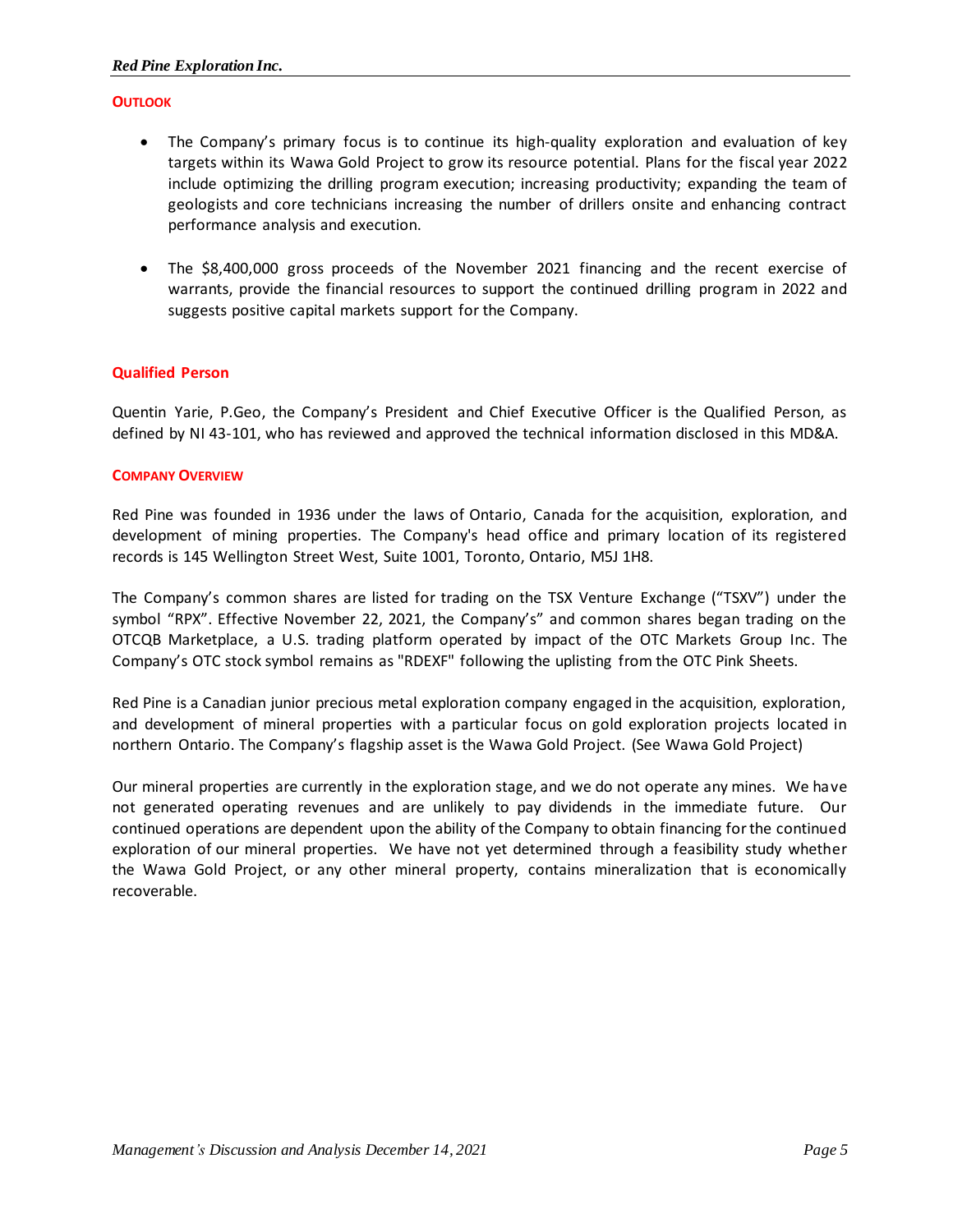## OUTLOOK

- The Company's primary focus is to continue its high-quality exploration and evaluation of key targets within its Wawa Gold Project to grow its resource potential. Plans for the fiscal year 2022 include optimizing the drilling program execution; increasing productivity; expanding the team of geologists and core technicians increasing the number of drillers onsite and enhancing contract performance analysis and execution.
- The $8,400,000 gross proceeds of the November 2021 financing and the recent exercise of warrants, provide the financial resources to support the continued drilling program in 2022 and suggests positive capital markets support for the Company.

## Qualified Person

Quentin Yarie, P.Geo, the Company's President and Chief Executive Officer is the Qualified Person, as defined by NI 43-101, who has reviewed and approved the technical information disclosed in this MD&A.

## COMPANY OVERVIEW

Red Pine was founded in 1936 under the laws of Ontario, Canada for the acquisition, exploration, and development of mining properties. The Company's head office and primary location of its registered records is 145 Wellington Street West, Suite 1001, Toronto, Ontario, M5J 1H8.

The Company's common shares are listed for trading on the TSX Venture Exchange ("TSXV") under the symbol "RPX". Effective November 22, 2021, the Company's" and common shares began trading on the OTCQB Marketplace, a U.S. trading platform operated by impact of the OTC Markets Group Inc. The Company's OTC stock symbol remains as "RDEXF" following the uplisting from the OTC Pink Sheets.

Red Pine is a Canadian junior precious metal exploration company engaged in the acquisition, exploration, and development of mineral properties with a particular focus on gold exploration projects located in northern Ontario. The Company's flagship asset is the Wawa Gold Project. (See Wawa Gold Project)

Our mineral properties are currently in the exploration stage, and we do not operate any mines. We have not generated operating revenues and are unlikely to pay dividends in the immediate future. Our continued operations are dependent upon the ability of the Company to obtain financing for the continued exploration of our mineral properties. We have not yet determined through a feasibility study whether the Wawa Gold Project, or any other mineral property, contains mineralization that is economically recoverable.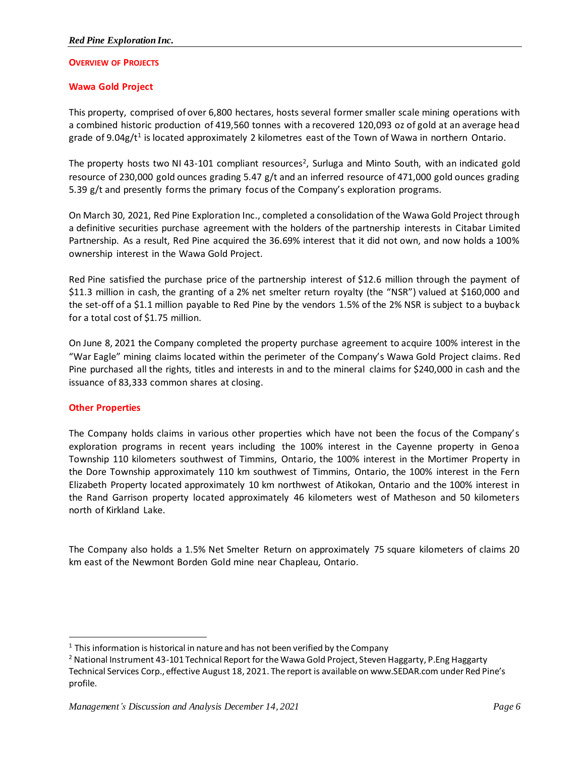## OVERVIEW OF PROJECTS

### Wawa Gold Project

This property, comprised of over 6,800 hectares, hosts several former smaller scale mining operations with a combined historic production of 419,560 tonnes with a recovered 120,093 oz of gold at an average head grade of 9.04g/t[1] is located approximately 2 kilometres east of the Town of Wawa in northern Ontario.

The property hosts two NI 43-101 compliant resources[2], Surluga and Minto South, with an indicated gold resource of 230,000 gold ounces grading 5.47 g/t and an inferred resource of 471,000 gold ounces grading 5.39 g/t and presently forms the primary focus of the Company's exploration programs.

On March 30, 2021, Red Pine Exploration Inc., completed a consolidation of the Wawa Gold Project through a definitive securities purchase agreement with the holders of the partnership interests in Citabar Limited Partnership. As a result, Red Pine acquired the 36.69% interest that it did not own, and now holds a 100% ownership interest in the Wawa Gold Project.

Red Pine satisfied the purchase price of the partnership interest of $12.6 million through the payment of $11.3 million in cash, the granting of a 2% net smelter return royalty (the "NSR") valued at $160,000 and the set-off of a $1.1 million payable to Red Pine by the vendors 1.5% of the 2% NSR is subject to a buyback for a total cost of $1.75 million.

On June 8, 2021 the Company completed the property purchase agreement to acquire 100% interest in the "War Eagle" mining claims located within the perimeter of the Company's Wawa Gold Project claims. Red Pine purchased all the rights, titles and interests in and to the mineral claims for $240,000 in cash and the issuance of 83,333 common shares at closing.

### Other Properties

The Company holds claims in various other properties which have not been the focus of the Company's exploration programs in recent years including the 100% interest in the Cayenne property in Genoa Township 110 kilometers southwest of Timmins, Ontario, the 100% interest in the Mortimer Property in the Dore Township approximately 110 km southwest of Timmins, Ontario, the 100% interest in the Fern Elizabeth Property located approximately 10 km northwest of Atikokan, Ontario and the 100% interest in the Rand Garrison property located approximately 46 kilometers west of Matheson and 50 kilometers north of Kirkland Lake.

The Company also holds a 1.5% Net Smelter Return on approximately 75 square kilometers of claims 20 km east of the Newmont Borden Gold mine near Chapleau, Ontario.

---

[1] This information is historical in nature and has not been verified by the Company

[2] National Instrument 43-101 Technical Report for the Wawa Gold Project, Steven Haggarty, P.Eng Haggarty Technical Services Corp., effective August 18, 2021. The report is available on www.SEDAR.com under Red Pine's profile.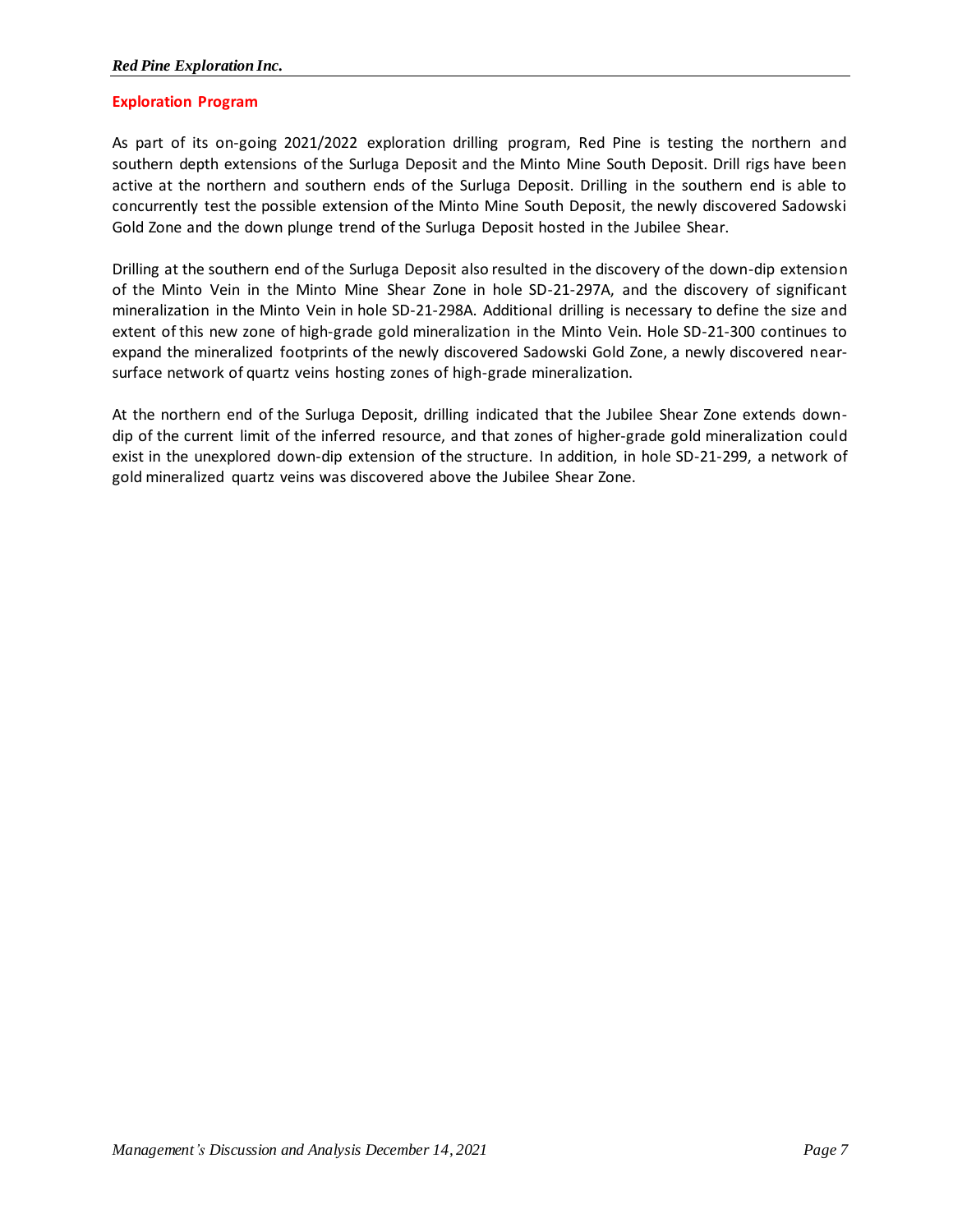## Exploration Program

As part of its on-going 2021/2022 exploration drilling program, Red Pine is testing the northern and southern depth extensions of the Surluga Deposit and the Minto Mine South Deposit. Drill rigs have been active at the northern and southern ends of the Surluga Deposit. Drilling in the southern end is able to concurrently test the possible extension of the Minto Mine South Deposit, the newly discovered Sadowski Gold Zone and the down plunge trend of the Surluga Deposit hosted in the Jubilee Shear.

Drilling at the southern end of the Surluga Deposit also resulted in the discovery of the down-dip extension of the Minto Vein in the Minto Mine Shear Zone in hole SD-21-297A, and the discovery of significant mineralization in the Minto Vein in hole SD-21-298A. Additional drilling is necessary to define the size and extent of this new zone of high-grade gold mineralization in the Minto Vein. Hole SD-21-300 continues to expand the mineralized footprints of the newly discovered Sadowski Gold Zone, a newly discovered near-surface network of quartz veins hosting zones of high-grade mineralization.

At the northern end of the Surluga Deposit, drilling indicated that the Jubilee Shear Zone extends down-dip of the current limit of the inferred resource, and that zones of higher-grade gold mineralization could exist in the unexplored down-dip extension of the structure. In addition, in hole SD-21-299, a network of gold mineralized quartz veins was discovered above the Jubilee Shear Zone.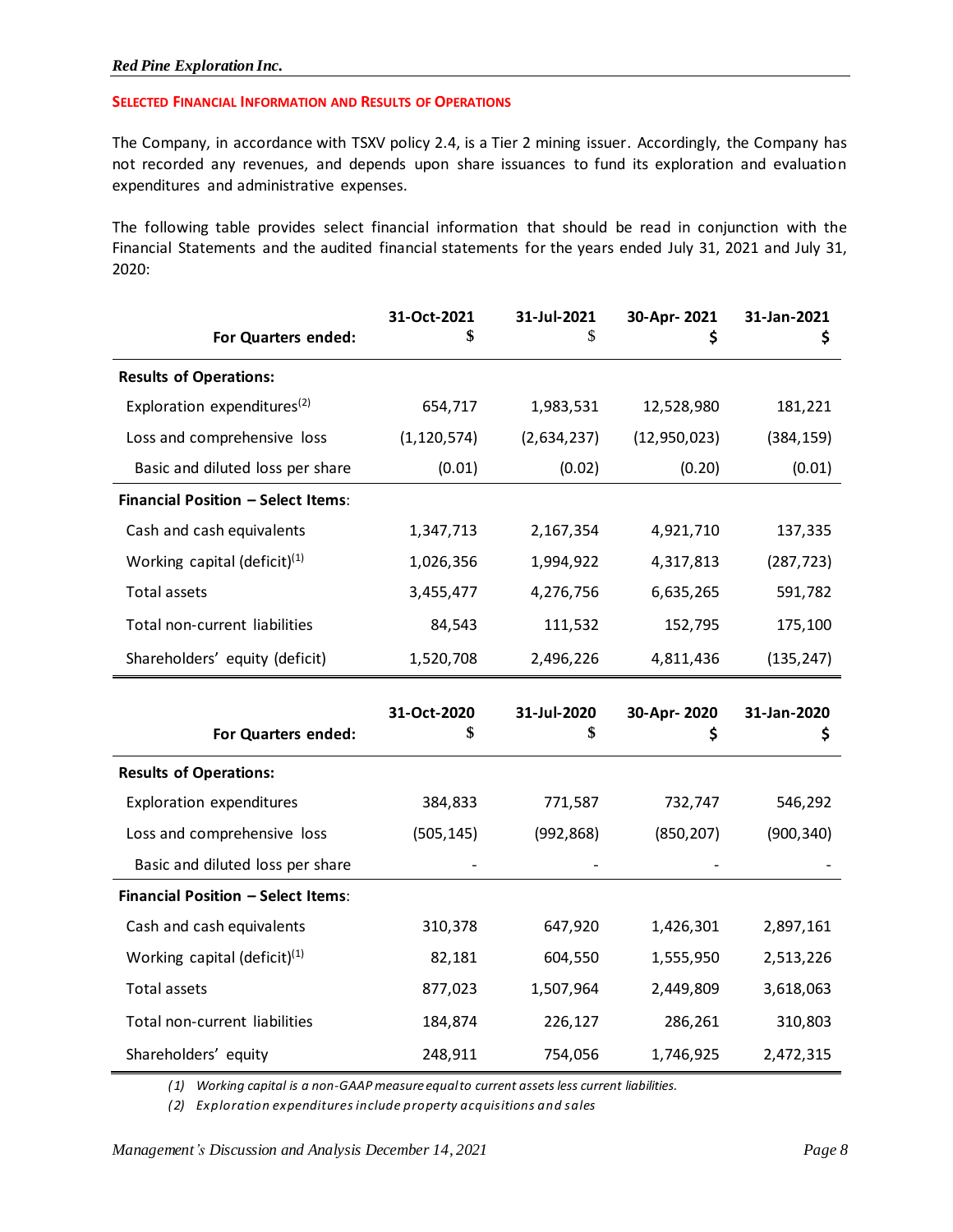## SELECTED FINANCIAL INFORMATION AND RESULTS OF OPERATIONS

The Company, in accordance with TSXV policy 2.4, is a Tier 2 mining issuer. Accordingly, the Company has not recorded any revenues, and depends upon share issuances to fund its exploration and evaluation expenditures and administrative expenses.

The following table provides select financial information that should be read in conjunction with the Financial Statements and the audited financial statements for the years ended July 31, 2021 and July 31, 2020:

| For Quarters ended: | 31-Oct-2021 $ | 31-Jul-2021 $ | 30-Apr- 2021 $ | 31-Jan-2021 $ |
|---|---|---|---|---|
| **Results of Operations:** | | | | |
| Exploration expenditures[2] | 654,717 | 1,983,531 | 12,528,980 | 181,221 |
| Loss and comprehensive loss | (1,120,574) | (2,634,237) | (12,950,023) | (384,159) |
| Basic and diluted loss per share | (0.01) | (0.02) | (0.20) | (0.01) |
| **Financial Position – Select Items**: | | | | |
| Cash and cash equivalents | 1,347,713 | 2,167,354 | 4,921,710 | 137,335 |
| Working capital (deficit)[1] | 1,026,356 | 1,994,922 | 4,317,813 | (287,723) |
| Total assets | 3,455,477 | 4,276,756 | 6,635,265 | 591,782 |
| Total non-current liabilities | 84,543 | 111,532 | 152,795 | 175,100 |
| Shareholders' equity (deficit) | 1,520,708 | 2,496,226 | 4,811,436 | (135,247) |

| For Quarters ended: | 31-Oct-2020 $ | 31-Jul-2020 $ | 30-Apr- 2020 $ | 31-Jan-2020 $ |
|---|---|---|---|---|
| **Results of Operations:** | | | | |
| Exploration expenditures | 384,833 | 771,587 | 732,747 | 546,292 |
| Loss and comprehensive loss | (505,145) | (992,868) | (850,207) | (900,340) |
| Basic and diluted loss per share | - | - | - | - |
| **Financial Position – Select Items**: | | | | |
| Cash and cash equivalents | 310,378 | 647,920 | 1,426,301 | 2,897,161 |
| Working capital (deficit)[1] | 82,181 | 604,550 | 1,555,950 | 2,513,226 |
| Total assets | 877,023 | 1,507,964 | 2,449,809 | 3,618,063 |
| Total non-current liabilities | 184,874 | 226,127 | 286,261 | 310,803 |
| Shareholders' equity | 248,911 | 754,056 | 1,746,925 | 2,472,315 |

*(1) Working capital is a non-GAAP measure equal to current assets less current liabilities.*

*(2) Exploration expenditures include property acquisitions and sales*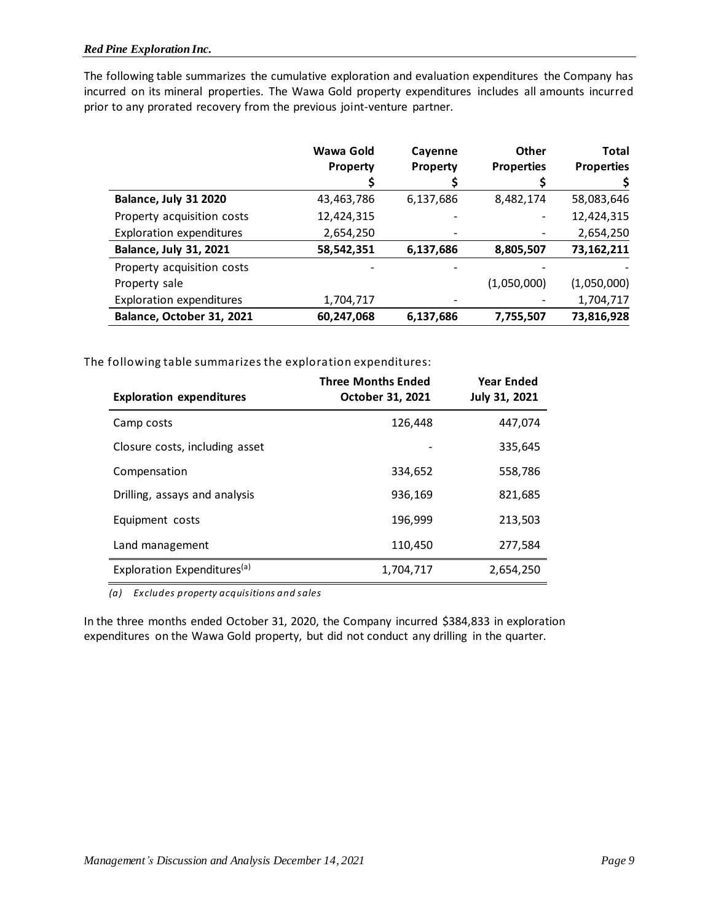The following table summarizes the cumulative exploration and evaluation expenditures the Company has incurred on its mineral properties. The Wawa Gold property expenditures includes all amounts incurred prior to any prorated recovery from the previous joint-venture partner.

| | Wawa Gold Property $ | Cayenne Property $ | Other Properties $ | Total Properties $ |
|---|---|---|---|---|
| **Balance, July 31 2020** | 43,463,786 | 6,137,686 | 8,482,174 | 58,083,646 |
| Property acquisition costs | 12,424,315 | - | - | 12,424,315 |
| Exploration expenditures | 2,654,250 | - | - | 2,654,250 |
| **Balance, July 31, 2021** | **58,542,351** | **6,137,686** | **8,805,507** | **73,162,211** |
| Property acquisition costs | - | - | - | - |
| Property sale | | | (1,050,000) | (1,050,000) |
| Exploration expenditures | 1,704,717 | - | - | 1,704,717 |
| **Balance, October 31, 2021** | **60,247,068** | **6,137,686** | **7,755,507** | **73,816,928** |

The following table summarizes the exploration expenditures:

| **Exploration expenditures** | **Three Months Ended October 31, 2021** | **Year Ended July 31, 2021** |
|---|---|---|
| Camp costs | 126,448 | 447,074 |
| Closure costs, including asset | - | 335,645 |
| Compensation | 334,652 | 558,786 |
| Drilling, assays and analysis | 936,169 | 821,685 |
| Equipment costs | 196,999 | 213,503 |
| Land management | 110,450 | 277,584 |
| Exploration Expenditures[(a)] | 1,704,717 | 2,654,250 |

*(a) Excludes property acquisitions and sales*

In the three months ended October 31, 2020, the Company incurred $384,833 in exploration expenditures on the Wawa Gold property, but did not conduct any drilling in the quarter.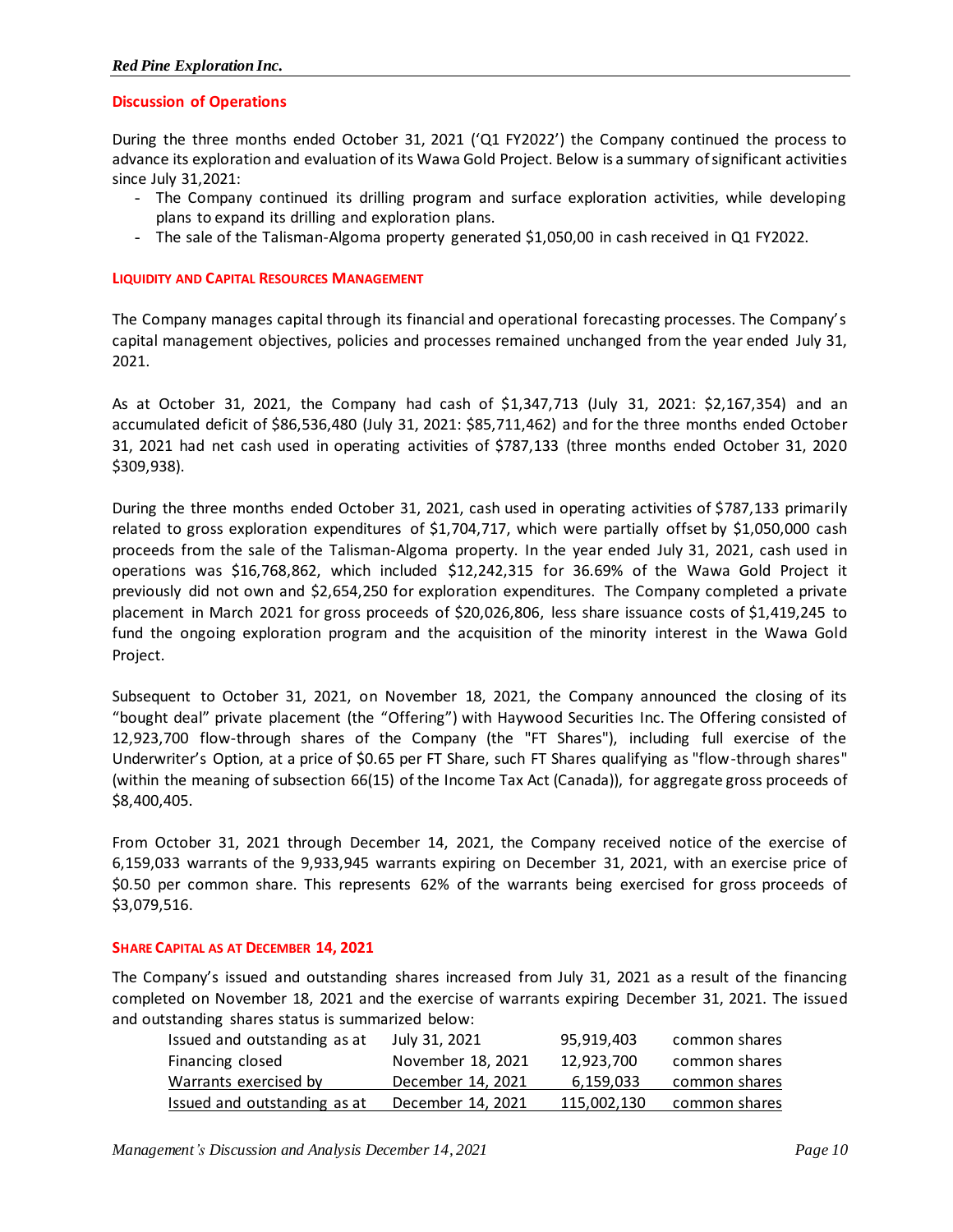## Discussion of Operations

During the three months ended October 31, 2021 ('Q1 FY2022') the Company continued the process to advance its exploration and evaluation of its Wawa Gold Project. Below is a summary of significant activities since July 31,2021:

- The Company continued its drilling program and surface exploration activities, while developing plans to expand its drilling and exploration plans.
- The sale of the Talisman-Algoma property generated $1,050,00 in cash received in Q1 FY2022.

### LIQUIDITY AND CAPITAL RESOURCES MANAGEMENT

The Company manages capital through its financial and operational forecasting processes. The Company's capital management objectives, policies and processes remained unchanged from the year ended July 31, 2021.

As at October 31, 2021, the Company had cash of $1,347,713 (July 31, 2021: $2,167,354) and an accumulated deficit of $86,536,480 (July 31, 2021: $85,711,462) and for the three months ended October 31, 2021 had net cash used in operating activities of $787,133 (three months ended October 31, 2020 $309,938).

During the three months ended October 31, 2021, cash used in operating activities of $787,133 primarily related to gross exploration expenditures of $1,704,717, which were partially offset by $1,050,000 cash proceeds from the sale of the Talisman-Algoma property. In the year ended July 31, 2021, cash used in operations was $16,768,862, which included $12,242,315 for 36.69% of the Wawa Gold Project it previously did not own and $2,654,250 for exploration expenditures. The Company completed a private placement in March 2021 for gross proceeds of $20,026,806, less share issuance costs of $1,419,245 to fund the ongoing exploration program and the acquisition of the minority interest in the Wawa Gold Project.

Subsequent to October 31, 2021, on November 18, 2021, the Company announced the closing of its "bought deal" private placement (the "Offering") with Haywood Securities Inc. The Offering consisted of 12,923,700 flow-through shares of the Company (the "FT Shares"), including full exercise of the Underwriter's Option, at a price of $0.65 per FT Share, such FT Shares qualifying as "flow-through shares" (within the meaning of subsection 66(15) of the Income Tax Act (Canada)), for aggregate gross proceeds of $8,400,405.

From October 31, 2021 through December 14, 2021, the Company received notice of the exercise of 6,159,033 warrants of the 9,933,945 warrants expiring on December 31, 2021, with an exercise price of $0.50 per common share. This represents 62% of the warrants being exercised for gross proceeds of $3,079,516.

### SHARE CAPITAL AS AT DECEMBER 14, 2021

The Company's issued and outstanding shares increased from July 31, 2021 as a result of the financing completed on November 18, 2021 and the exercise of warrants expiring December 31, 2021. The issued and outstanding shares status is summarized below:

| | | | |
|---|---|---|---|
| Issued and outstanding as at | July 31, 2021 | 95,919,403 | common shares |
| Financing closed | November 18, 2021 | 12,923,700 | common shares |
| Warrants exercised by | December 14, 2021 | 6,159,033 | common shares |
| Issued and outstanding as at | December 14, 2021 | 115,002,130 | common shares |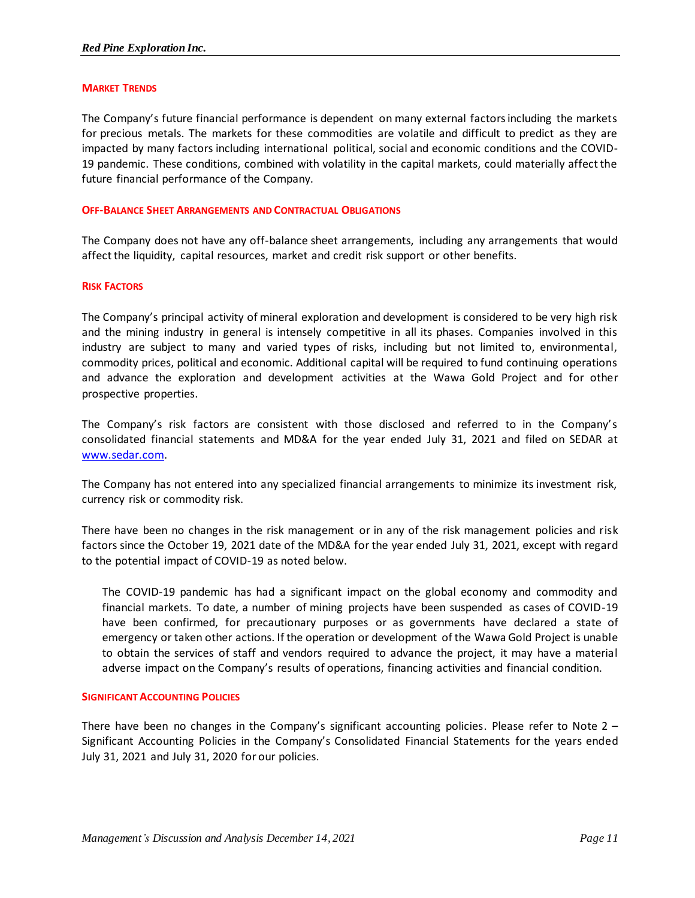## MARKET TRENDS

The Company's future financial performance is dependent on many external factors including the markets for precious metals. The markets for these commodities are volatile and difficult to predict as they are impacted by many factors including international political, social and economic conditions and the COVID-19 pandemic. These conditions, combined with volatility in the capital markets, could materially affect the future financial performance of the Company.

## OFF-BALANCE SHEET ARRANGEMENTS AND CONTRACTUAL OBLIGATIONS

The Company does not have any off-balance sheet arrangements, including any arrangements that would affect the liquidity, capital resources, market and credit risk support or other benefits.

## RISK FACTORS

The Company's principal activity of mineral exploration and development is considered to be very high risk and the mining industry in general is intensely competitive in all its phases. Companies involved in this industry are subject to many and varied types of risks, including but not limited to, environmental, commodity prices, political and economic. Additional capital will be required to fund continuing operations and advance the exploration and development activities at the Wawa Gold Project and for other prospective properties.

The Company's risk factors are consistent with those disclosed and referred to in the Company's consolidated financial statements and MD&A for the year ended July 31, 2021 and filed on SEDAR at www.sedar.com.

The Company has not entered into any specialized financial arrangements to minimize its investment risk, currency risk or commodity risk.

There have been no changes in the risk management or in any of the risk management policies and risk factors since the October 19, 2021 date of the MD&A for the year ended July 31, 2021, except with regard to the potential impact of COVID-19 as noted below.

> The COVID-19 pandemic has had a significant impact on the global economy and commodity and financial markets. To date, a number of mining projects have been suspended as cases of COVID-19 have been confirmed, for precautionary purposes or as governments have declared a state of emergency or taken other actions. If the operation or development of the Wawa Gold Project is unable to obtain the services of staff and vendors required to advance the project, it may have a material adverse impact on the Company's results of operations, financing activities and financial condition.

## SIGNIFICANT ACCOUNTING POLICIES

There have been no changes in the Company's significant accounting policies. Please refer to Note 2 – Significant Accounting Policies in the Company's Consolidated Financial Statements for the years ended July 31, 2021 and July 31, 2020 for our policies.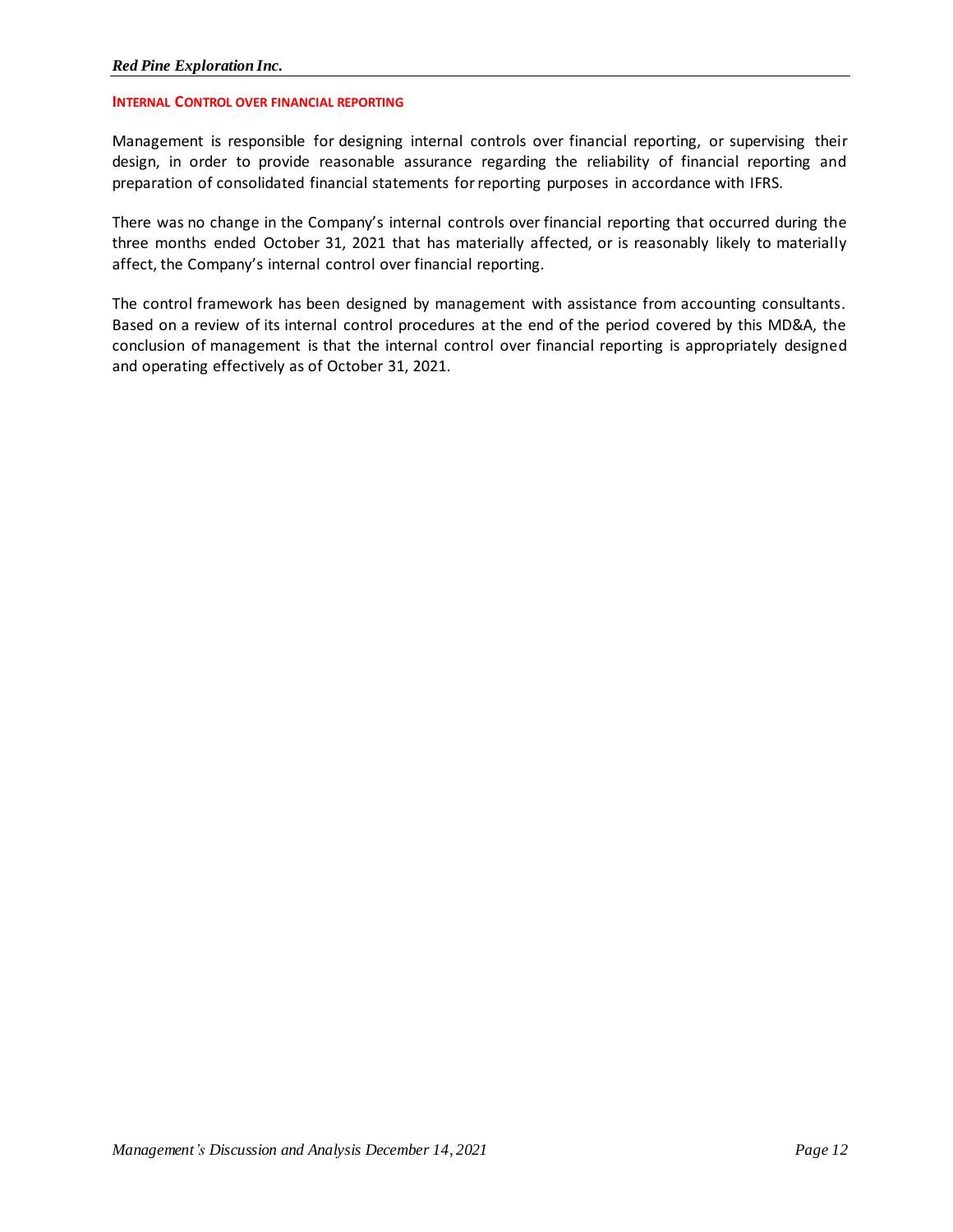## INTERNAL CONTROL OVER FINANCIAL REPORTING

Management is responsible for designing internal controls over financial reporting, or supervising their design, in order to provide reasonable assurance regarding the reliability of financial reporting and preparation of consolidated financial statements for reporting purposes in accordance with IFRS.

There was no change in the Company's internal controls over financial reporting that occurred during the three months ended October 31, 2021 that has materially affected, or is reasonably likely to materially affect, the Company's internal control over financial reporting.

The control framework has been designed by management with assistance from accounting consultants. Based on a review of its internal control procedures at the end of the period covered by this MD&A, the conclusion of management is that the internal control over financial reporting is appropriately designed and operating effectively as of October 31, 2021.